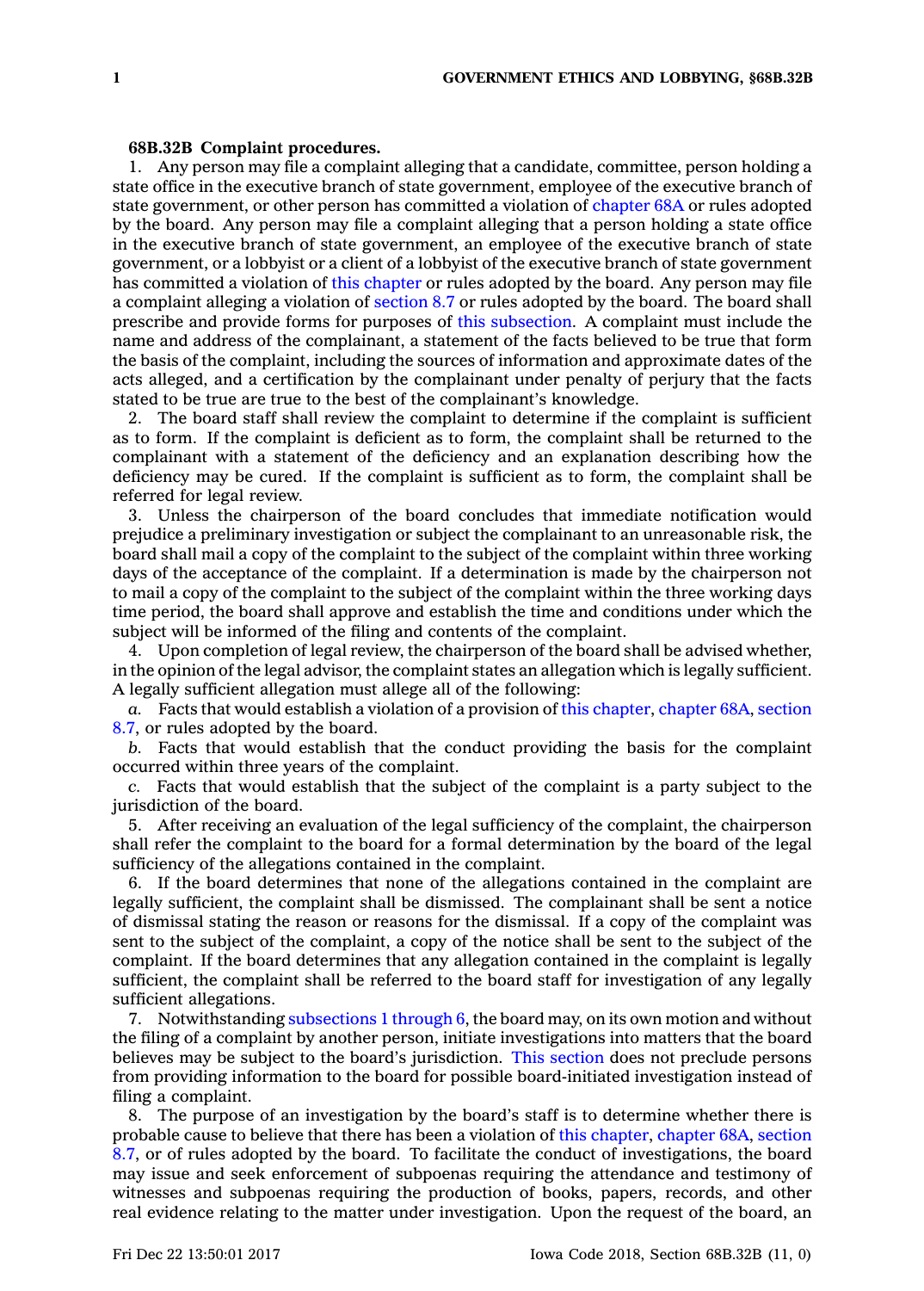**68B.32B Complaint procedures.**

1. Any person may file a complaint alleging that a candidate, committee, person holding a state office in the executive branch of state government, employee of the executive branch of state government, or other person has committed a violation of chapter 68A or rules adopted by the board. Any person may file a complaint alleging that a person holding a state office in the executive branch of state government, an employee of the executive branch of state government, or a lobbyist or a client of a lobbyist of the executive branch of state government has committed a violation of this chapter or rules adopted by the board. Any person may file a complaint alleging a violation of section 8.7 or rules adopted by the board. The board shall prescribe and provide forms for purposes of this subsection. A complaint must include the name and address of the complainant, a statement of the facts believed to be true that form the basis of the complaint, including the sources of information and approximate dates of the acts alleged, and a certification by the complainant under penalty of perjury that the facts stated to be true are true to the best of the complainant's knowledge.

2. The board staff shall review the complaint to determine if the complaint is sufficient as to form. If the complaint is deficient as to form, the complaint shall be returned to the complainant with a statement of the deficiency and an explanation describing how the deficiency may be cured. If the complaint is sufficient as to form, the complaint shall be referred for legal review.

3. Unless the chairperson of the board concludes that immediate notification would prejudice a preliminary investigation or subject the complainant to an unreasonable risk, the board shall mail a copy of the complaint to the subject of the complaint within three working days of the acceptance of the complaint. If a determination is made by the chairperson not to mail a copy of the complaint to the subject of the complaint within the three working days time period, the board shall approve and establish the time and conditions under which the subject will be informed of the filing and contents of the complaint.

4. Upon completion of legal review, the chairperson of the board shall be advised whether, in the opinion of the legal advisor, the complaint states an allegation which is legally sufficient. A legally sufficient allegation must allege all of the following:

*a.* Facts that would establish a violation of a provision of this chapter, chapter 68A, section 8.7, or rules adopted by the board.

*b.* Facts that would establish that the conduct providing the basis for the complaint occurred within three years of the complaint.

*c.* Facts that would establish that the subject of the complaint is a party subject to the jurisdiction of the board.

5. After receiving an evaluation of the legal sufficiency of the complaint, the chairperson shall refer the complaint to the board for a formal determination by the board of the legal sufficiency of the allegations contained in the complaint.

6. If the board determines that none of the allegations contained in the complaint are legally sufficient, the complaint shall be dismissed. The complainant shall be sent a notice of dismissal stating the reason or reasons for the dismissal. If a copy of the complaint was sent to the subject of the complaint, a copy of the notice shall be sent to the subject of the complaint. If the board determines that any allegation contained in the complaint is legally sufficient, the complaint shall be referred to the board staff for investigation of any legally sufficient allegations.

7. Notwithstanding subsections 1 through 6, the board may, on its own motion and without the filing of a complaint by another person, initiate investigations into matters that the board believes may be subject to the board's jurisdiction. This section does not preclude persons from providing information to the board for possible board-initiated investigation instead of filing a complaint.

8. The purpose of an investigation by the board's staff is to determine whether there is probable cause to believe that there has been a violation of this chapter, chapter 68A, section 8.7, or of rules adopted by the board. To facilitate the conduct of investigations, the board may issue and seek enforcement of subpoenas requiring the attendance and testimony of witnesses and subpoenas requiring the production of books, papers, records, and other real evidence relating to the matter under investigation. Upon the request of the board, an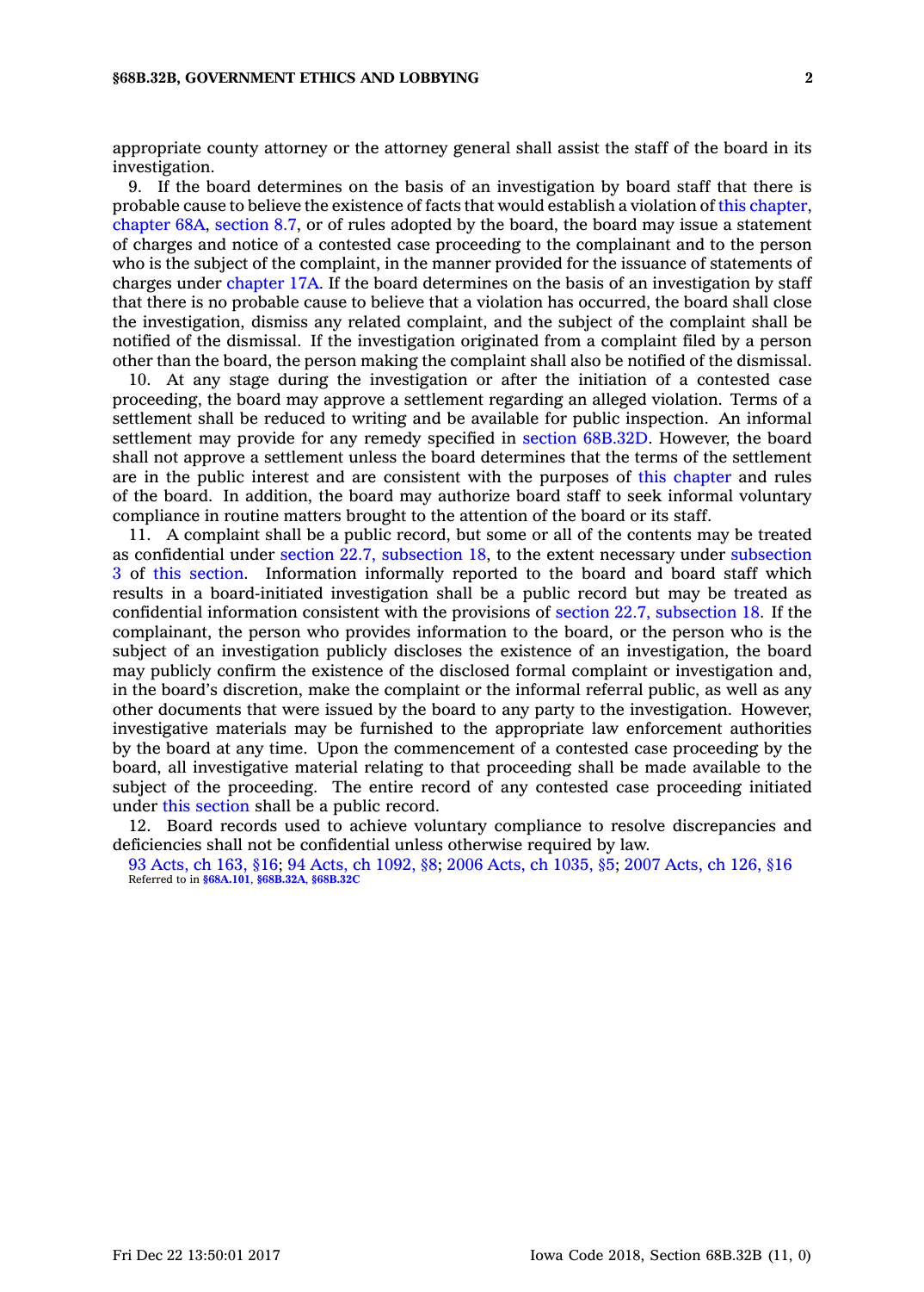appropriate county attorney or the attorney general shall assist the staff of the board in its investigation.

9. If the board determines on the basis of an investigation by board staff that there is probable cause to believe the existence of facts that would establish a violation of this chapter, chapter 68A, section 8.7, or of rules adopted by the board, the board may issue a statement of charges and notice of a contested case proceeding to the complainant and to the person who is the subject of the complaint, in the manner provided for the issuance of statements of charges under chapter 17A. If the board determines on the basis of an investigation by staff that there is no probable cause to believe that a violation has occurred, the board shall close the investigation, dismiss any related complaint, and the subject of the complaint shall be notified of the dismissal. If the investigation originated from a complaint filed by a person other than the board, the person making the complaint shall also be notified of the dismissal.

10. At any stage during the investigation or after the initiation of a contested case proceeding, the board may approve a settlement regarding an alleged violation. Terms of a settlement shall be reduced to writing and be available for public inspection. An informal settlement may provide for any remedy specified in section 68B.32D. However, the board shall not approve a settlement unless the board determines that the terms of the settlement are in the public interest and are consistent with the purposes of this chapter and rules of the board. In addition, the board may authorize board staff to seek informal voluntary compliance in routine matters brought to the attention of the board or its staff.

11. A complaint shall be a public record, but some or all of the contents may be treated as confidential under section 22.7, subsection 18, to the extent necessary under subsection 3 of this section. Information informally reported to the board and board staff which results in a board-initiated investigation shall be a public record but may be treated as confidential information consistent with the provisions of section 22.7, subsection 18. If the complainant, the person who provides information to the board, or the person who is the subject of an investigation publicly discloses the existence of an investigation, the board may publicly confirm the existence of the disclosed formal complaint or investigation and, in the board's discretion, make the complaint or the informal referral public, as well as any other documents that were issued by the board to any party to the investigation. However, investigative materials may be furnished to the appropriate law enforcement authorities by the board at any time. Upon the commencement of a contested case proceeding by the board, all investigative material relating to that proceeding shall be made available to the subject of the proceeding. The entire record of any contested case proceeding initiated under this section shall be a public record.

12. Board records used to achieve voluntary compliance to resolve discrepancies and deficiencies shall not be confidential unless otherwise required by law.

93 Acts, ch 163, §16; 94 Acts, ch 1092, §8; 2006 Acts, ch 1035, §5; 2007 Acts, ch 126, §16
Referred to in **§68A.101**, **§68B.32A**, **§68B.32C**